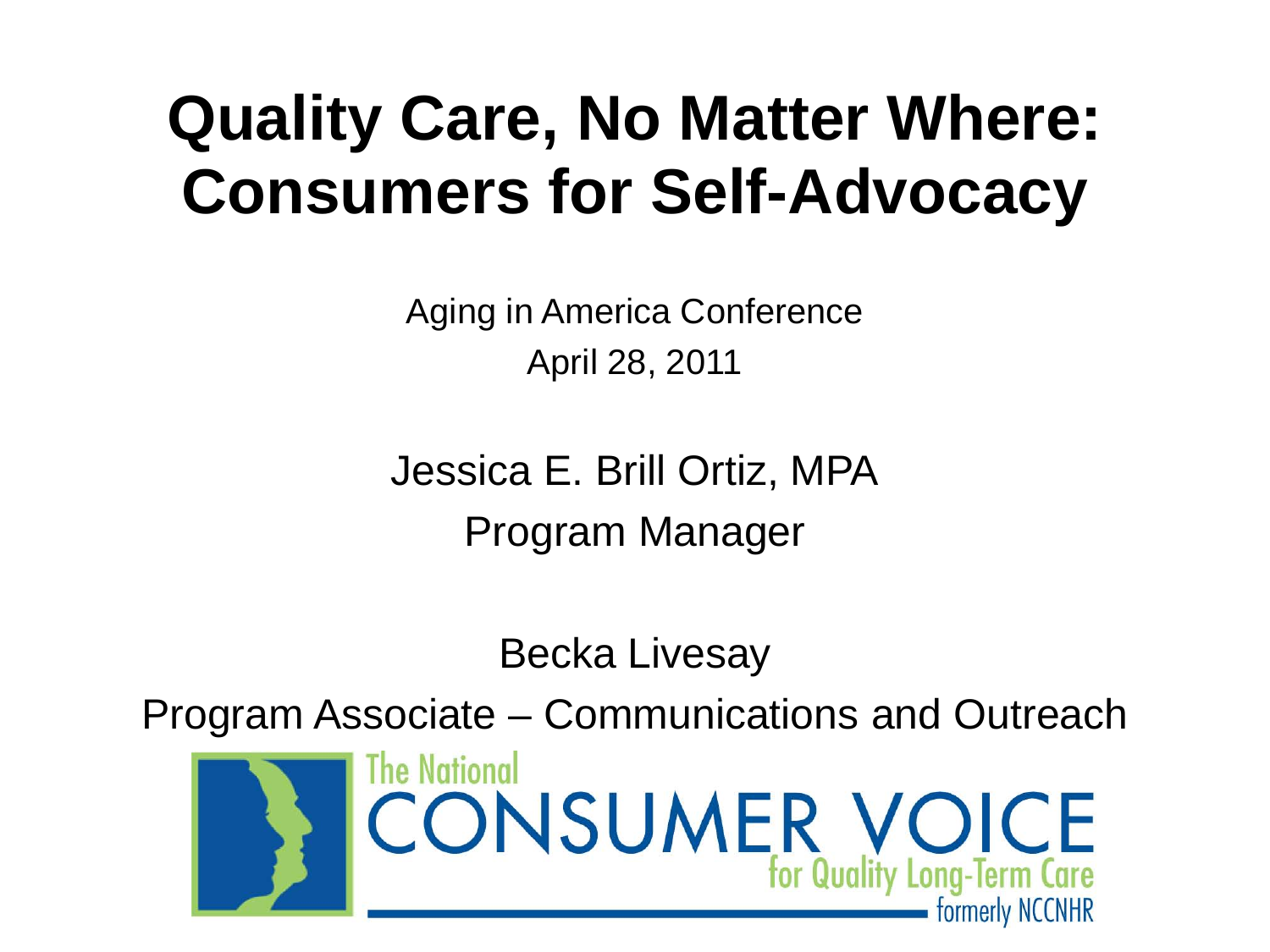# Quality Care, No Matter Where: Consumers for Self-Advocacy

Aging in America Conference

April 28, 2011

Jessica E. Brill Ortiz, MPA

Program Manager

Becka Livesay

Program Associate – Communications and Outreach

The National CONSUMER VOICE for Quality Long-Term Care

formerly NCCNHR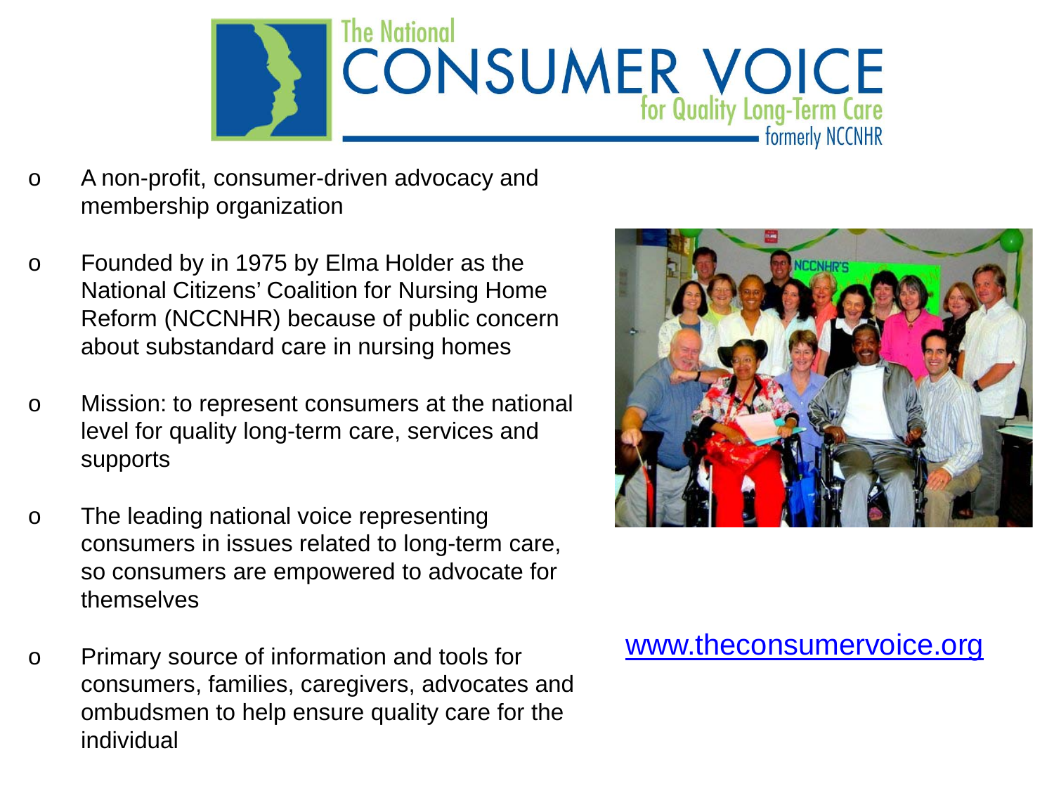# The National CONSUMER VOICE for Quality Long-Term Care

formerly NCCNHR

- A non-profit, consumer-driven advocacy and membership organization
- Founded by in 1975 by Elma Holder as the National Citizens' Coalition for Nursing Home Reform (NCCNHR) because of public concern about substandard care in nursing homes
- Mission: to represent consumers at the national level for quality long-term care, services and supports
- The leading national voice representing consumers in issues related to long-term care, so consumers are empowered to advocate for themselves
- Primary source of information and tools for consumers, families, caregivers, advocates and ombudsmen to help ensure quality care for the individual

www.theconsumervoice.org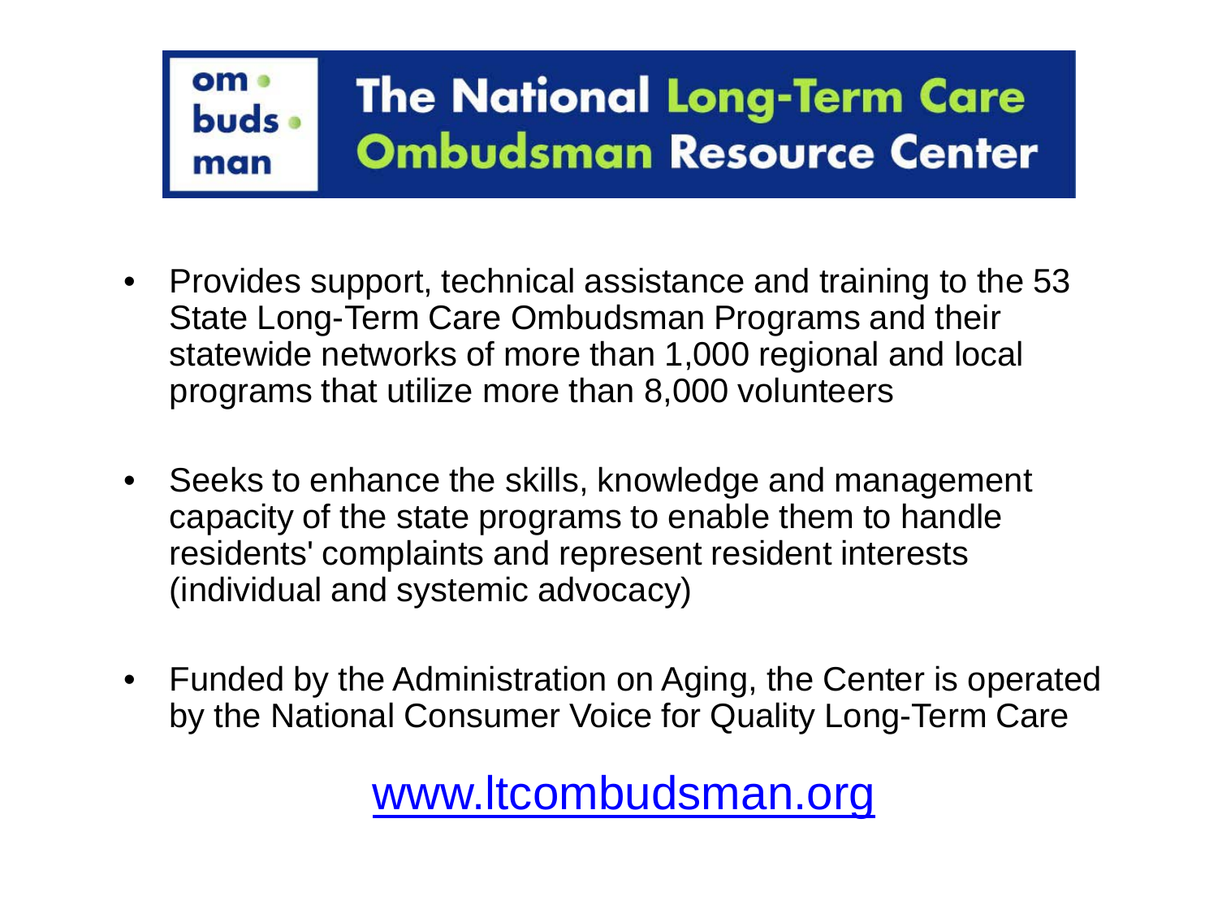om • buds • man

# The National Long-Term Care Ombudsman Resource Center

- Provides support, technical assistance and training to the 53 State Long-Term Care Ombudsman Programs and their statewide networks of more than 1,000 regional and local programs that utilize more than 8,000 volunteers
- Seeks to enhance the skills, knowledge and management capacity of the state programs to enable them to handle residents' complaints and represent resident interests (individual and systemic advocacy)
- Funded by the Administration on Aging, the Center is operated by the National Consumer Voice for Quality Long-Term Care

www.ltcombudsman.org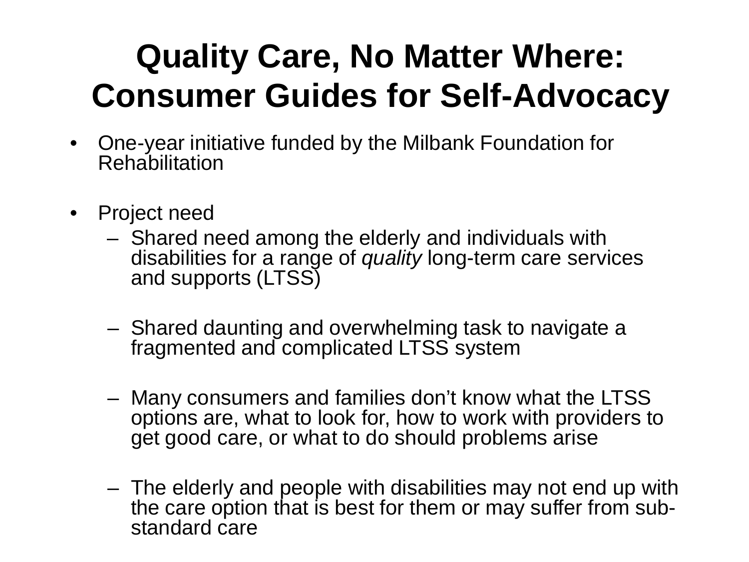# Quality Care, No Matter Where: Consumer Guides for Self-Advocacy

- One-year initiative funded by the Milbank Foundation for Rehabilitation
- Project need
  - Shared need among the elderly and individuals with disabilities for a range of *quality* long-term care services and supports (LTSS)
  - Shared daunting and overwhelming task to navigate a fragmented and complicated LTSS system
  - Many consumers and families don't know what the LTSS options are, what to look for, how to work with providers to get good care, or what to do should problems arise
  - The elderly and people with disabilities may not end up with the care option that is best for them or may suffer from sub-standard care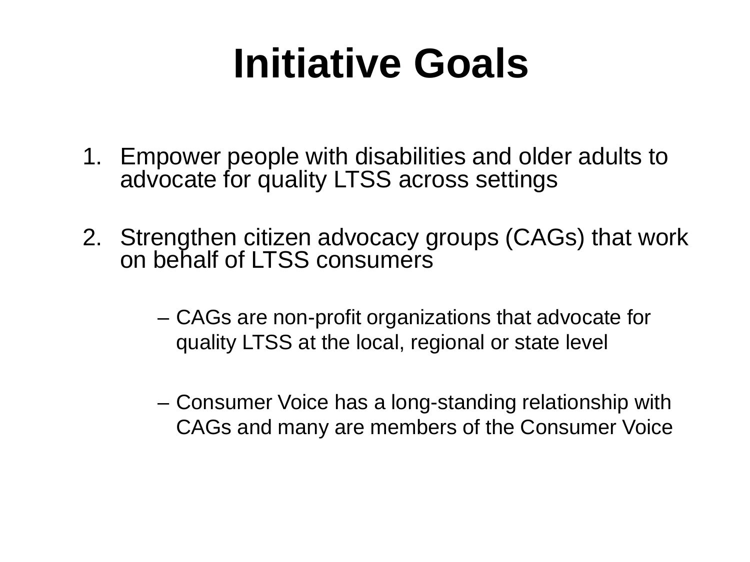# Initiative Goals

1. Empower people with disabilities and older adults to advocate for quality LTSS across settings

2. Strengthen citizen advocacy groups (CAGs) that work on behalf of LTSS consumers

   – CAGs are non-profit organizations that advocate for quality LTSS at the local, regional or state level

   – Consumer Voice has a long-standing relationship with CAGs and many are members of the Consumer Voice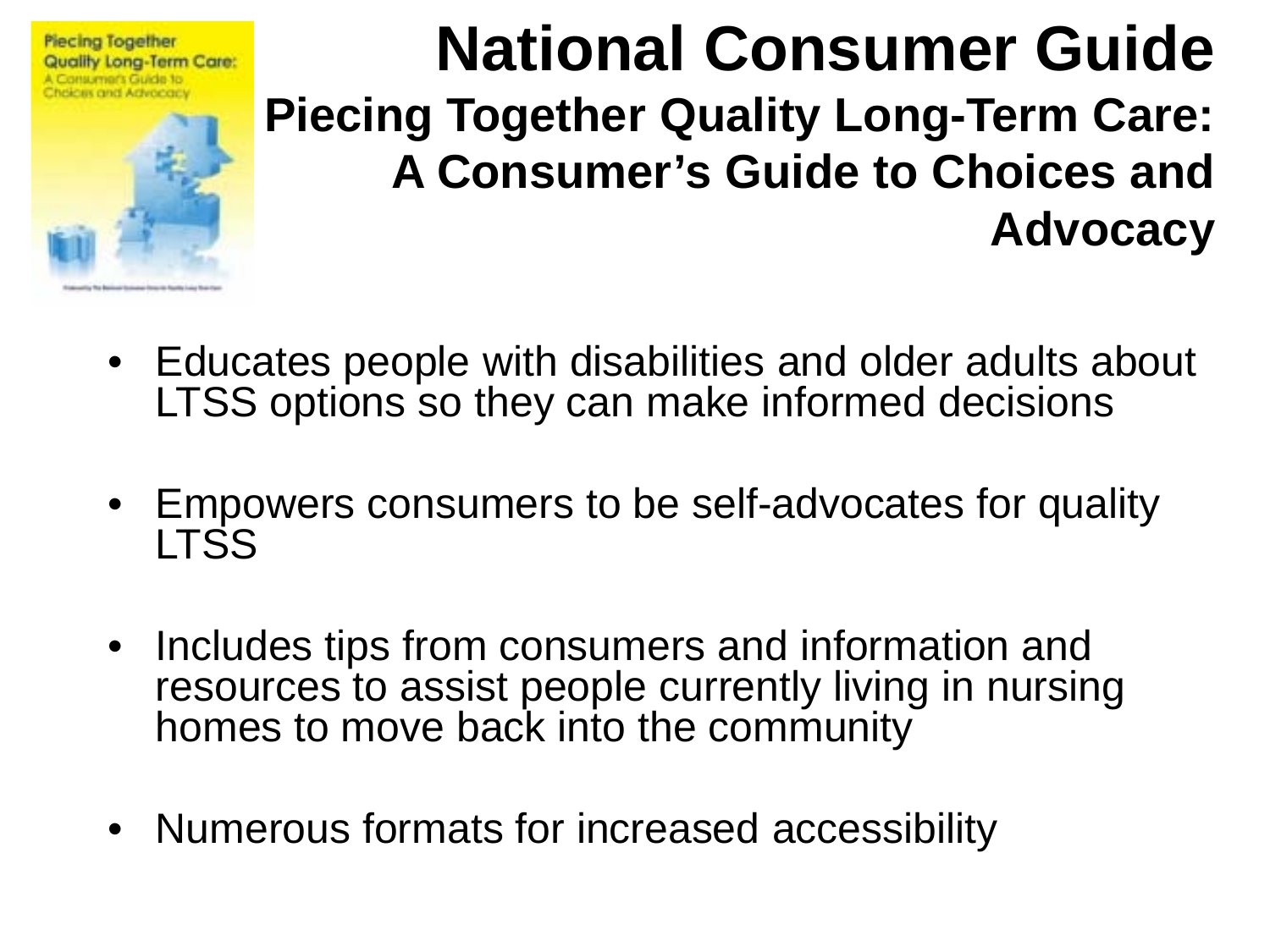# National Consumer Guide

## Piecing Together Quality Long-Term Care: A Consumer's Guide to Choices and Advocacy

- Educates people with disabilities and older adults about LTSS options so they can make informed decisions
- Empowers consumers to be self-advocates for quality LTSS
- Includes tips from consumers and information and resources to assist people currently living in nursing homes to move back into the community
- Numerous formats for increased accessibility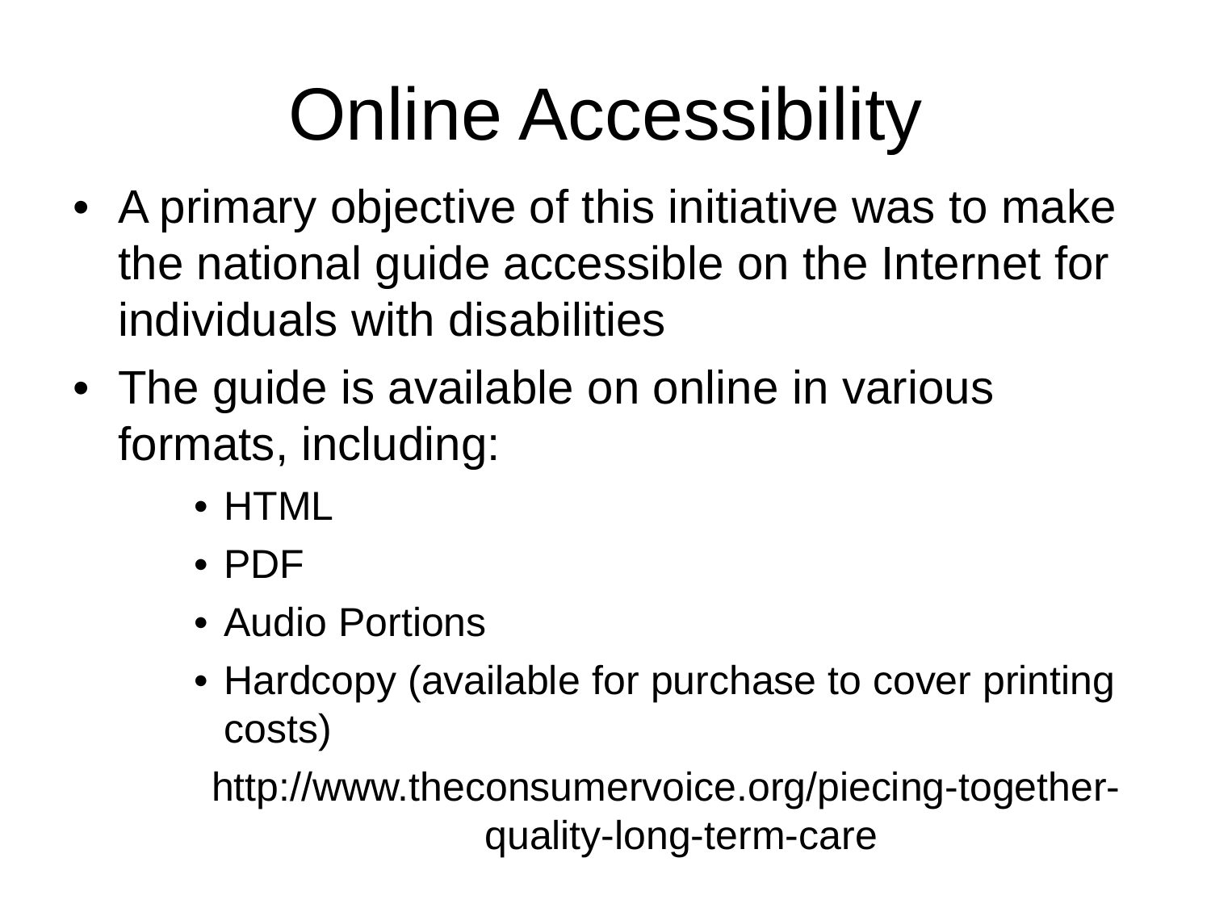# Online Accessibility

- A primary objective of this initiative was to make the national guide accessible on the Internet for individuals with disabilities
- The guide is available on online in various formats, including:
  - HTML
  - PDF
  - Audio Portions
  - Hardcopy (available for purchase to cover printing costs)

http://www.theconsumervoice.org/piecing-together-quality-long-term-care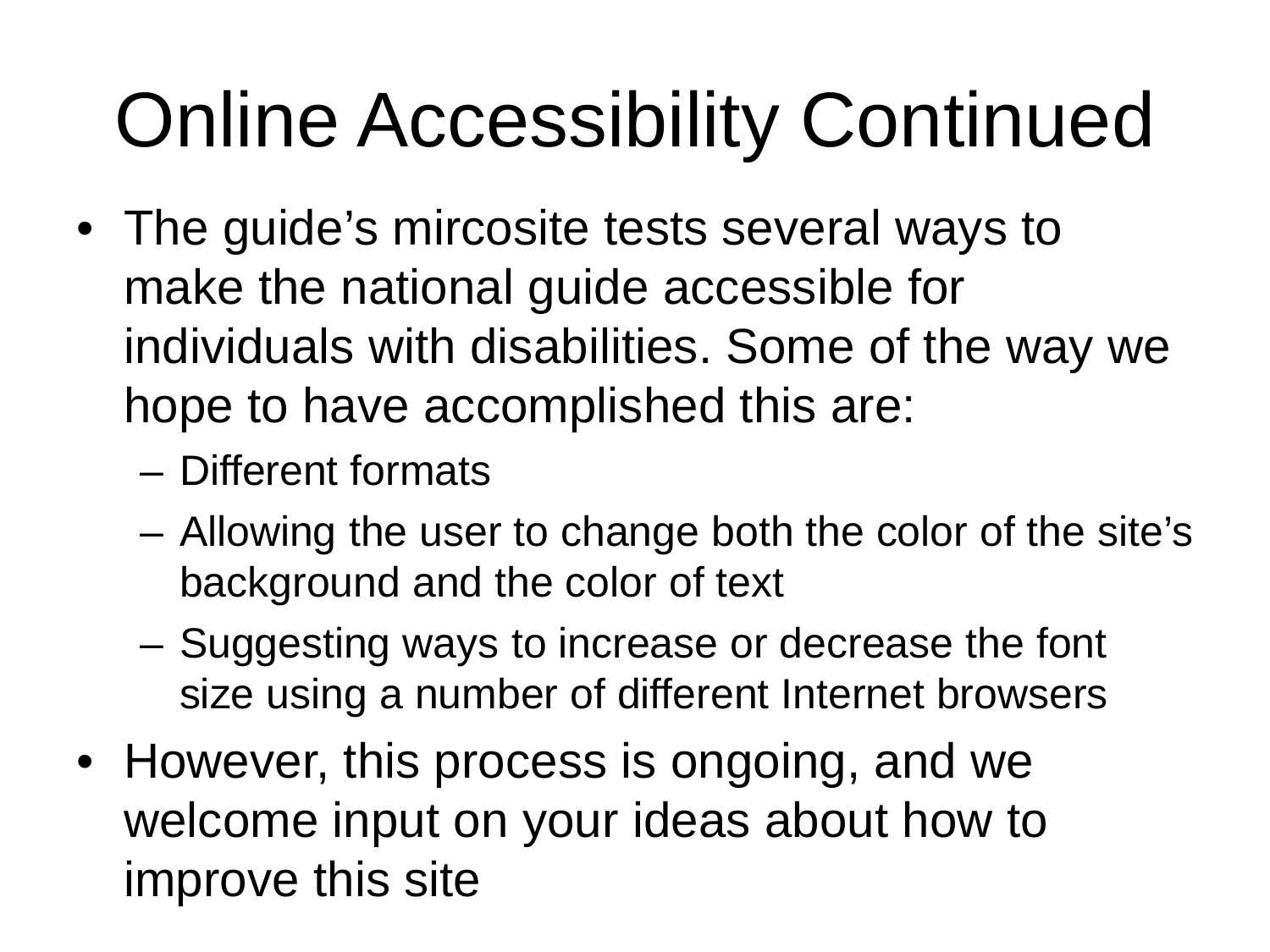# Online Accessibility Continued

- The guide's mircosite tests several ways to make the national guide accessible for individuals with disabilities. Some of the way we hope to have accomplished this are:
  - Different formats
  - Allowing the user to change both the color of the site's background and the color of text
  - Suggesting ways to increase or decrease the font size using a number of different Internet browsers
- However, this process is ongoing, and we welcome input on your ideas about how to improve this site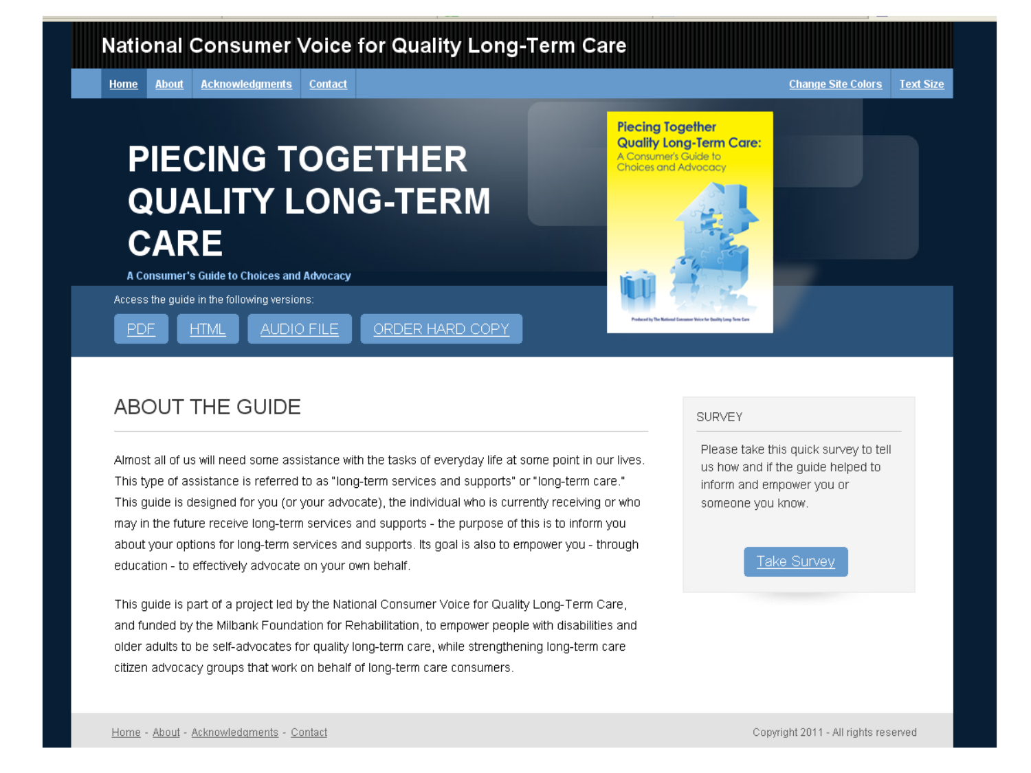National Consumer Voice for Quality Long-Term Care

Home | About | Acknowledgments | Contact | Change Site Colors | Text Size

# PIECING TOGETHER QUALITY LONG-TERM CARE

**A Consumer's Guide to Choices and Advocacy**

Access the guide in the following versions:

PDF | HTML | AUDIO FILE | ORDER HARD COPY

## ABOUT THE GUIDE

Almost all of us will need some assistance with the tasks of everyday life at some point in our lives. This type of assistance is referred to as "long-term services and supports" or "long-term care." This guide is designed for you (or your advocate), the individual who is currently receiving or who may in the future receive long-term services and supports - the purpose of this is to inform you about your options for long-term services and supports. Its goal is also to empower you - through education - to effectively advocate on your own behalf.

This guide is part of a project led by the National Consumer Voice for Quality Long-Term Care, and funded by the Milbank Foundation for Rehabilitation, to empower people with disabilities and older adults to be self-advocates for quality long-term care, while strengthening long-term care citizen advocacy groups that work on behalf of long-term care consumers.

### SURVEY

Please take this quick survey to tell us how and if the guide helped to inform and empower you or someone you know.

Take Survey

Home - About - Acknowledgments - Contact

Copyright 2011 - All rights reserved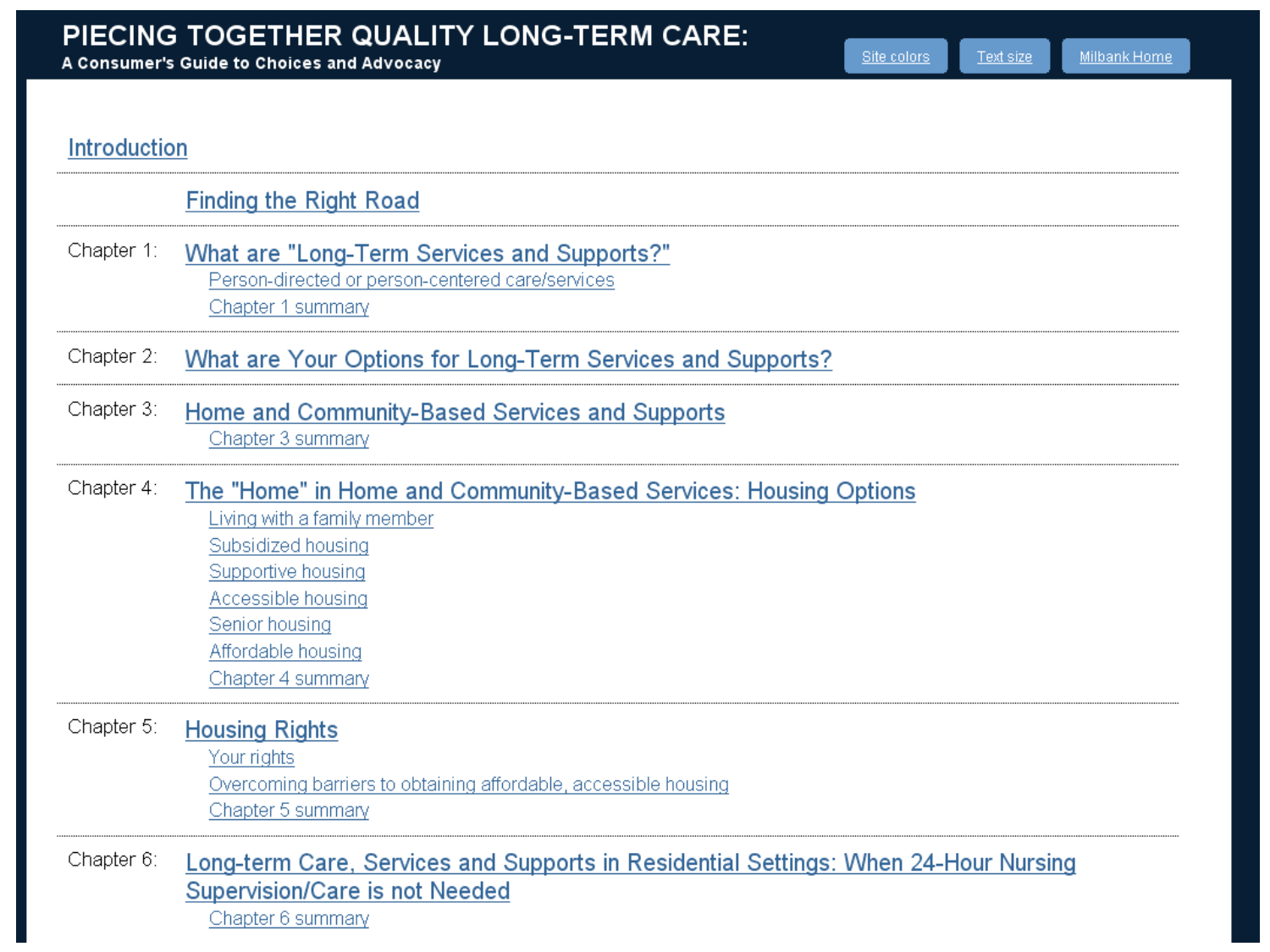# PIECING TOGETHER QUALITY LONG-TERM CARE:

**A Consumer's Guide to Choices and Advocacy**

Site colors | Text size | Milbank Home

---

Introduction

---

Finding the Right Road

---

Chapter 1: What are "Long-Term Services and Supports?"

- Person-directed or person-centered care/services
- Chapter 1 summary

---

Chapter 2: What are Your Options for Long-Term Services and Supports?

---

Chapter 3: Home and Community-Based Services and Supports

- Chapter 3 summary

---

Chapter 4: The "Home" in Home and Community-Based Services: Housing Options

- Living with a family member
- Subsidized housing
- Supportive housing
- Accessible housing
- Senior housing
- Affordable housing
- Chapter 4 summary

---

Chapter 5: Housing Rights

- Your rights
- Overcoming barriers to obtaining affordable, accessible housing
- Chapter 5 summary

---

Chapter 6: Long-term Care, Services and Supports in Residential Settings: When 24-Hour Nursing Supervision/Care is not Needed

- Chapter 6 summary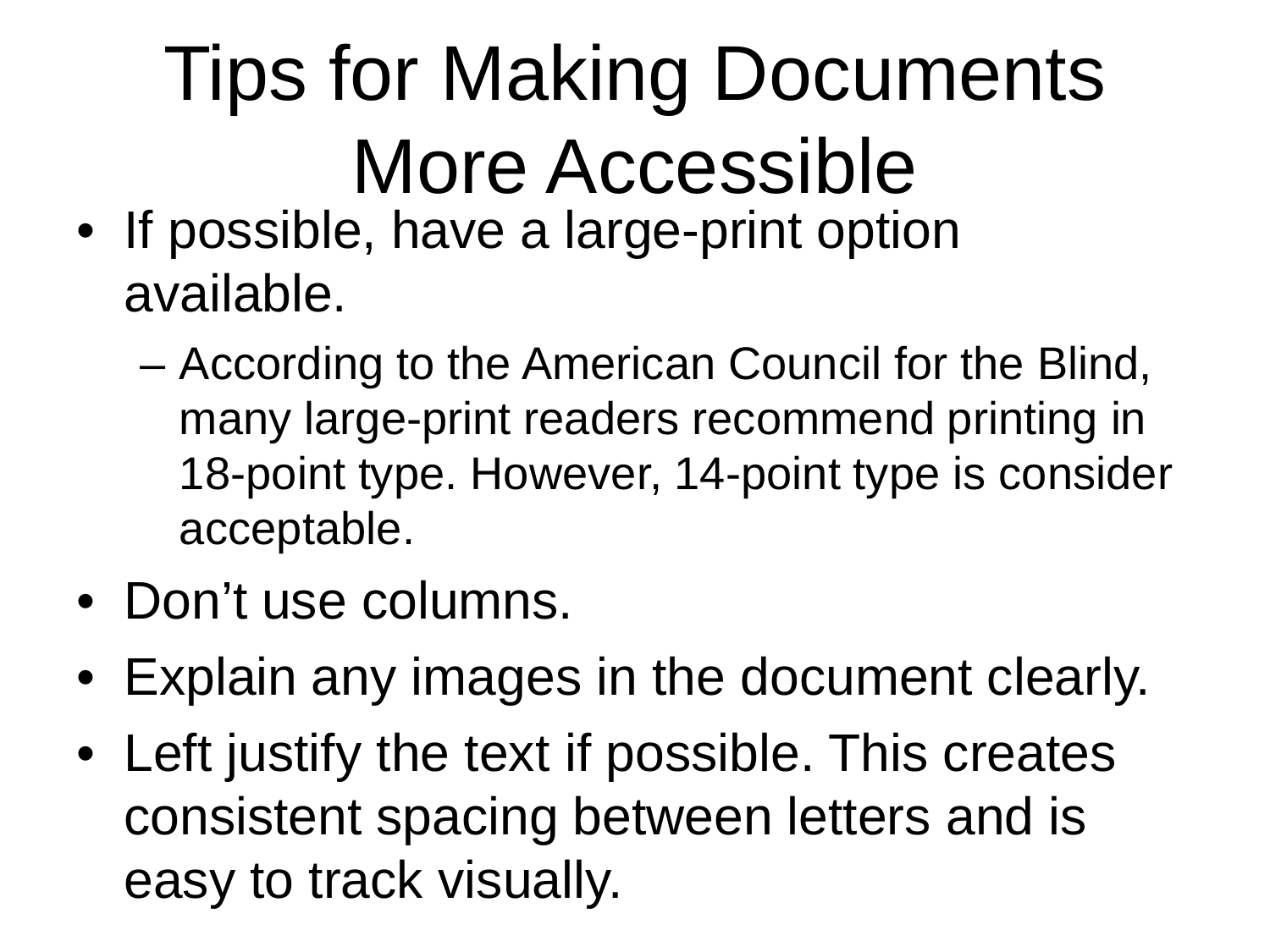# Tips for Making Documents More Accessible

- If possible, have a large-print option available.
  - According to the American Council for the Blind, many large-print readers recommend printing in 18-point type. However, 14-point type is consider acceptable.
- Don't use columns.
- Explain any images in the document clearly.
- Left justify the text if possible. This creates consistent spacing between letters and is easy to track visually.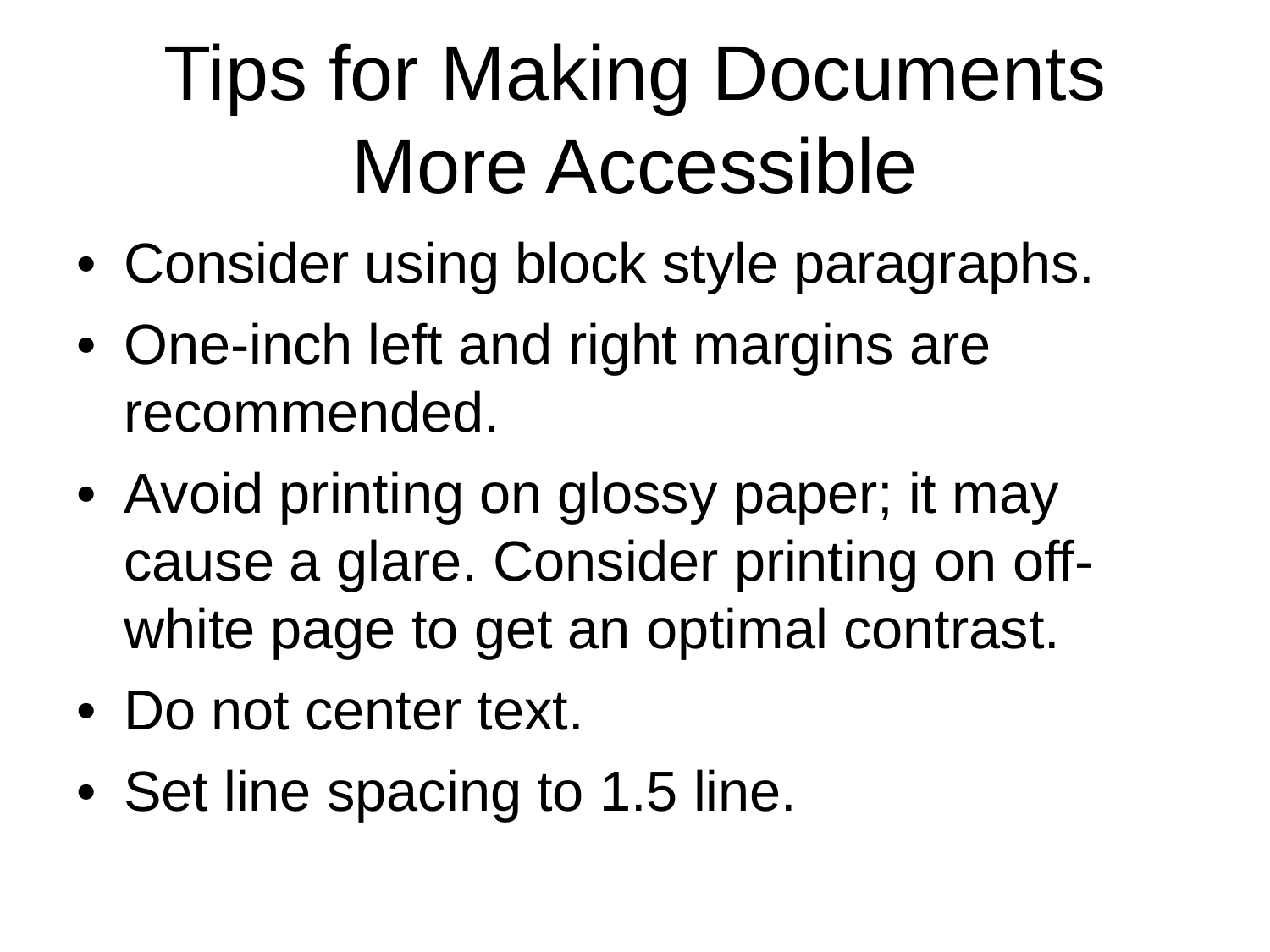# Tips for Making Documents More Accessible

- Consider using block style paragraphs.
- One-inch left and right margins are recommended.
- Avoid printing on glossy paper; it may cause a glare. Consider printing on off-white page to get an optimal contrast.
- Do not center text.
- Set line spacing to 1.5 line.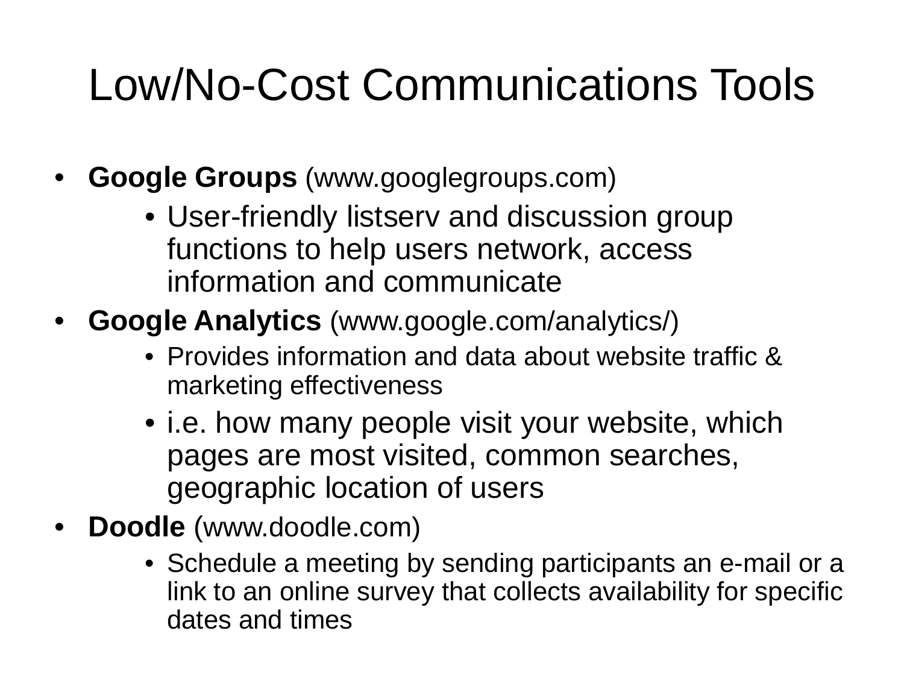# Low/No-Cost Communications Tools

- **Google Groups** (www.googlegroups.com)
  - User-friendly listserv and discussion group functions to help users network, access information and communicate
- **Google Analytics** (www.google.com/analytics/)
  - Provides information and data about website traffic & marketing effectiveness
  - i.e. how many people visit your website, which pages are most visited, common searches, geographic location of users
- **Doodle** (www.doodle.com)
  - Schedule a meeting by sending participants an e-mail or a link to an online survey that collects availability for specific dates and times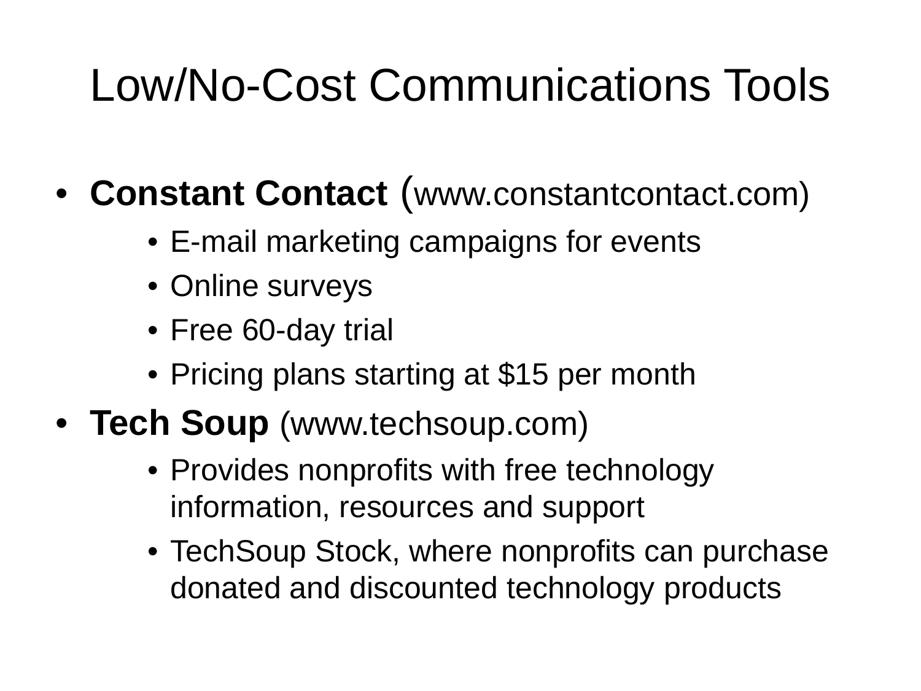# Low/No-Cost Communications Tools

- **Constant Contact** (www.constantcontact.com)
  - E-mail marketing campaigns for events
  - Online surveys
  - Free 60-day trial
  - Pricing plans starting at $15 per month
- **Tech Soup** (www.techsoup.com)
  - Provides nonprofits with free technology information, resources and support
  - TechSoup Stock, where nonprofits can purchase donated and discounted technology products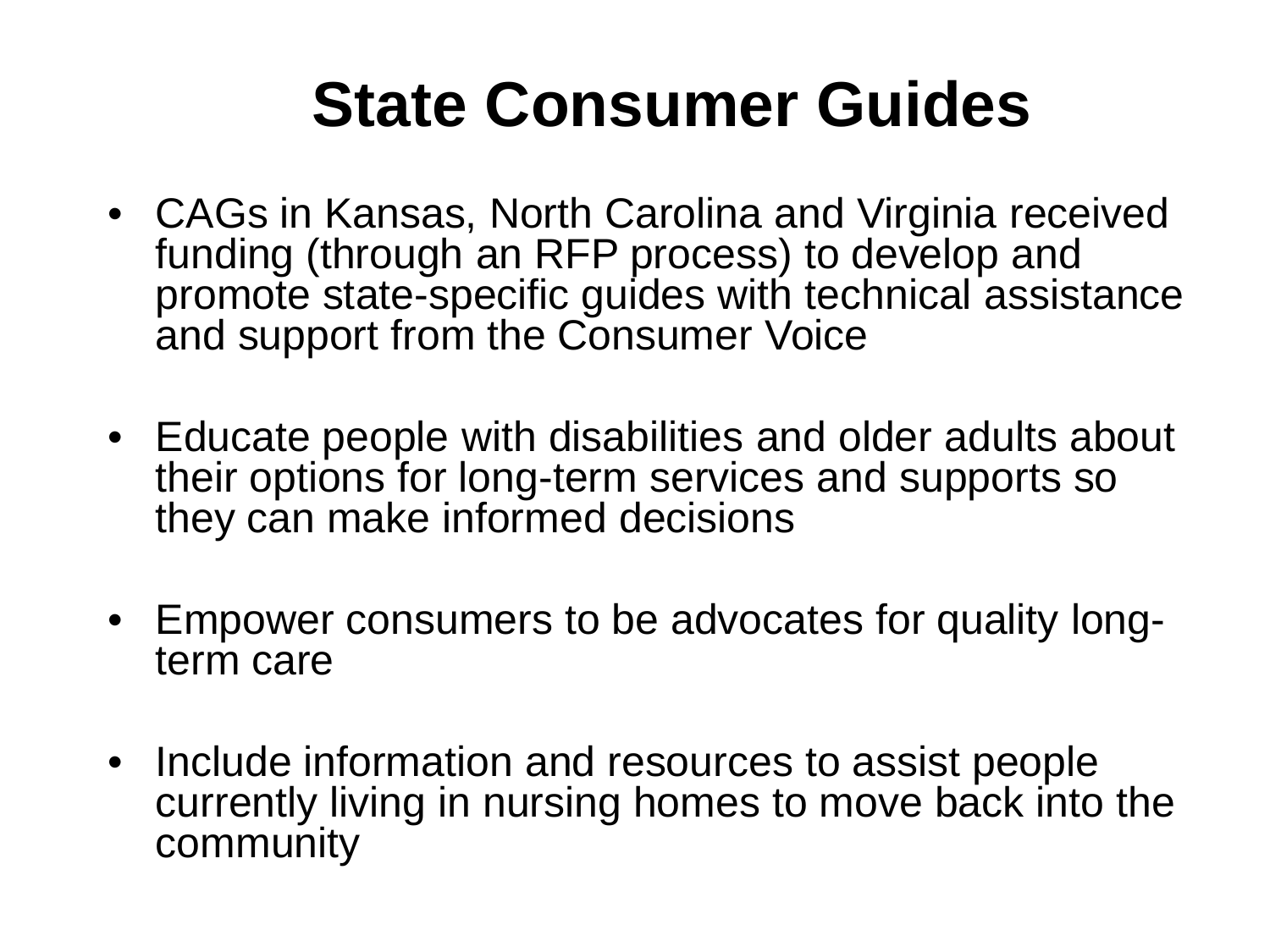# State Consumer Guides

- CAGs in Kansas, North Carolina and Virginia received funding (through an RFP process) to develop and promote state-specific guides with technical assistance and support from the Consumer Voice
- Educate people with disabilities and older adults about their options for long-term services and supports so they can make informed decisions
- Empower consumers to be advocates for quality long-term care
- Include information and resources to assist people currently living in nursing homes to move back into the community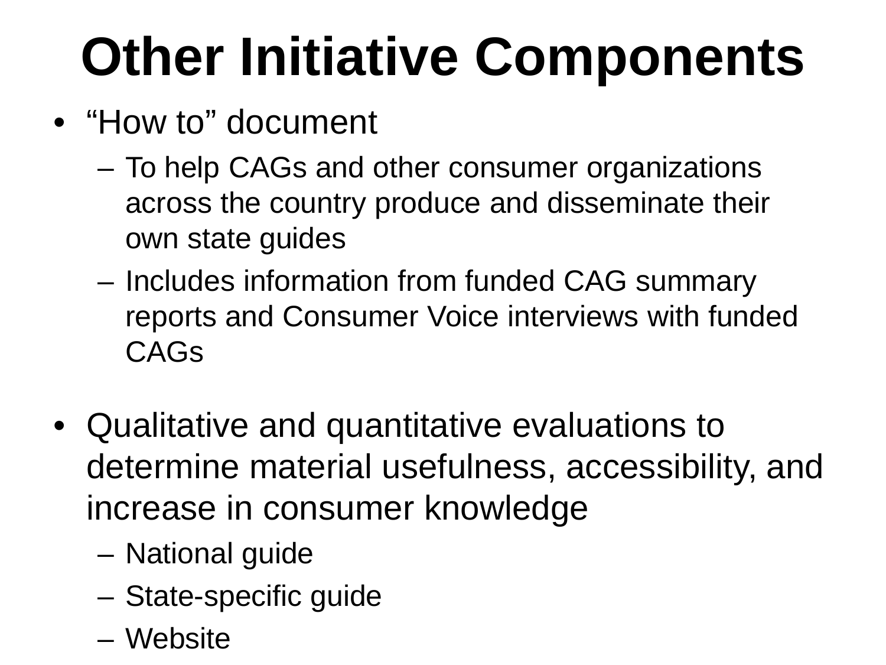# Other Initiative Components

- "How to" document
  - To help CAGs and other consumer organizations across the country produce and disseminate their own state guides
  - Includes information from funded CAG summary reports and Consumer Voice interviews with funded CAGs

- Qualitative and quantitative evaluations to determine material usefulness, accessibility, and increase in consumer knowledge
  - National guide
  - State-specific guide
  - Website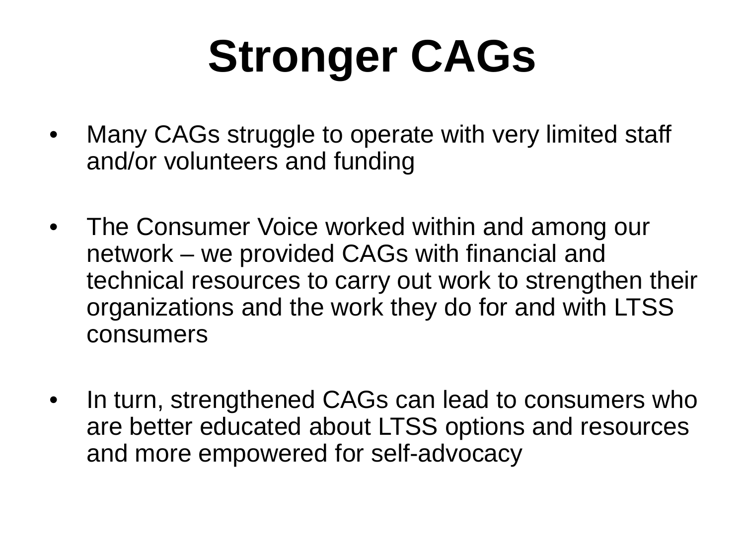# Stronger CAGs

- Many CAGs struggle to operate with very limited staff and/or volunteers and funding

- The Consumer Voice worked within and among our network – we provided CAGs with financial and technical resources to carry out work to strengthen their organizations and the work they do for and with LTSS consumers

- In turn, strengthened CAGs can lead to consumers who are better educated about LTSS options and resources and more empowered for self-advocacy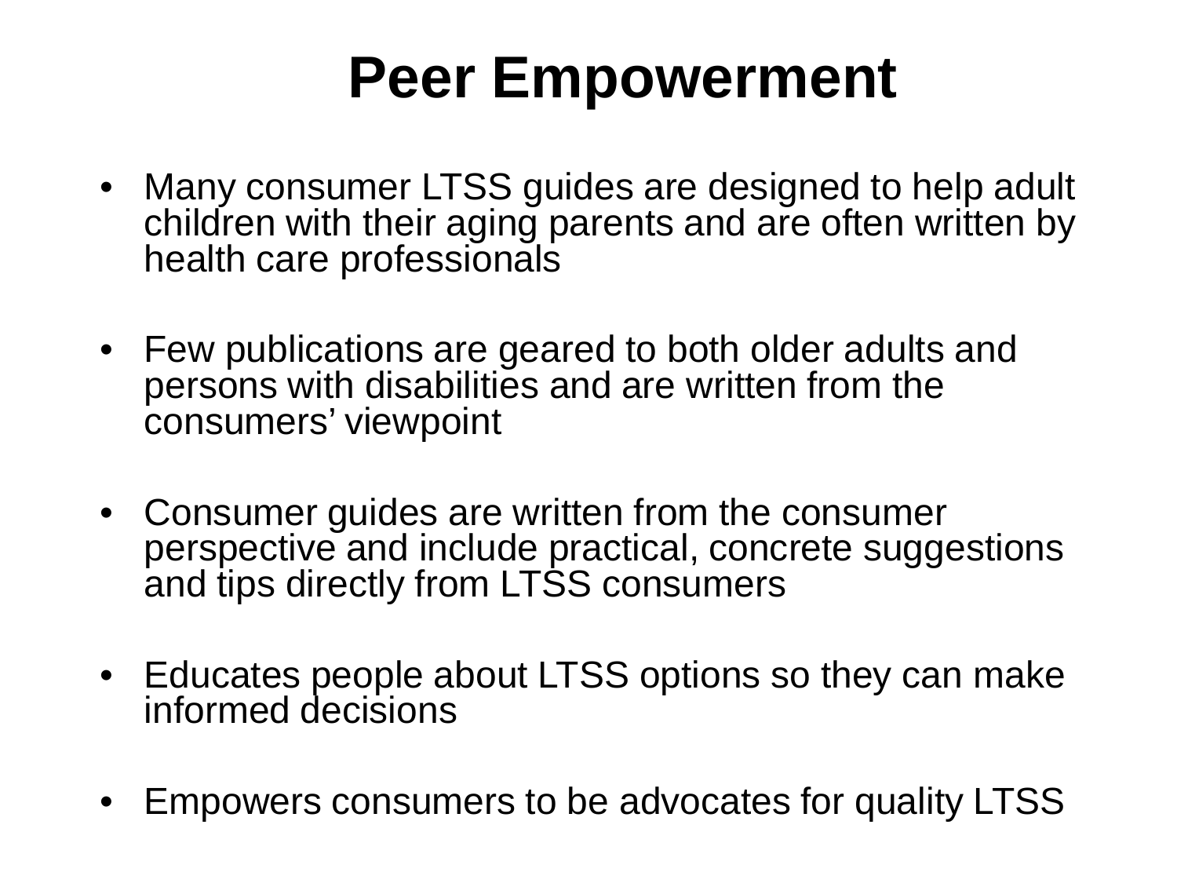# Peer Empowerment

- Many consumer LTSS guides are designed to help adult children with their aging parents and are often written by health care professionals
- Few publications are geared to both older adults and persons with disabilities and are written from the consumers' viewpoint
- Consumer guides are written from the consumer perspective and include practical, concrete suggestions and tips directly from LTSS consumers
- Educates people about LTSS options so they can make informed decisions
- Empowers consumers to be advocates for quality LTSS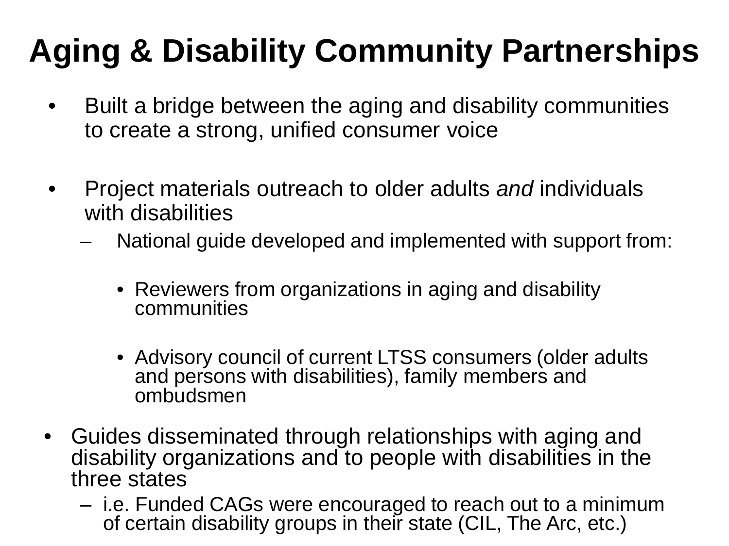# Aging & Disability Community Partnerships

- Built a bridge between the aging and disability communities to create a strong, unified consumer voice

- Project materials outreach to older adults *and* individuals with disabilities
  - National guide developed and implemented with support from:
    - Reviewers from organizations in aging and disability communities
    - Advisory council of current LTSS consumers (older adults and persons with disabilities), family members and ombudsmen

- Guides disseminated through relationships with aging and disability organizations and to people with disabilities in the three states
  - i.e. Funded CAGs were encouraged to reach out to a minimum of certain disability groups in their state (CIL, The Arc, etc.)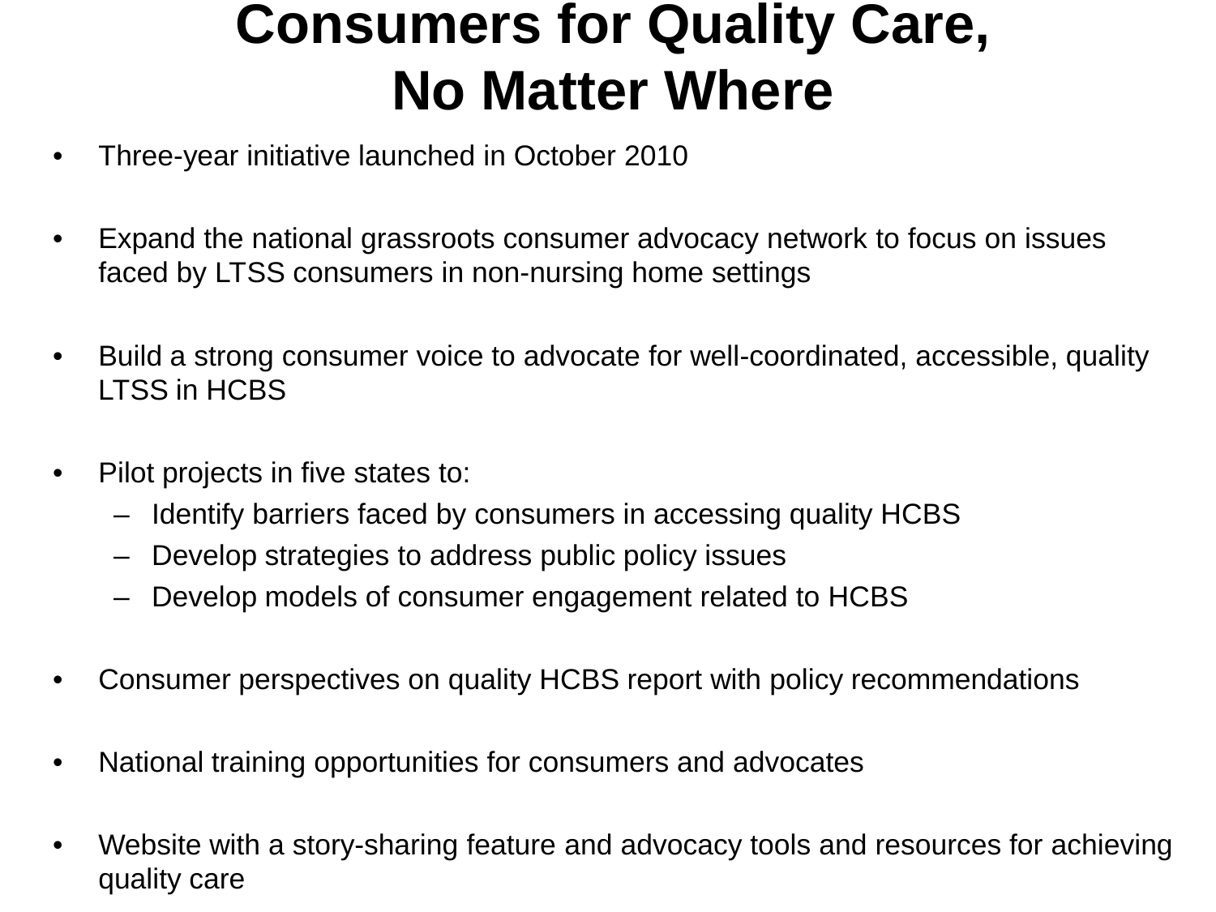# Consumers for Quality Care, No Matter Where

- Three-year initiative launched in October 2010
- Expand the national grassroots consumer advocacy network to focus on issues faced by LTSS consumers in non-nursing home settings
- Build a strong consumer voice to advocate for well-coordinated, accessible, quality LTSS in HCBS
- Pilot projects in five states to:
  - Identify barriers faced by consumers in accessing quality HCBS
  - Develop strategies to address public policy issues
  - Develop models of consumer engagement related to HCBS
- Consumer perspectives on quality HCBS report with policy recommendations
- National training opportunities for consumers and advocates
- Website with a story-sharing feature and advocacy tools and resources for achieving quality care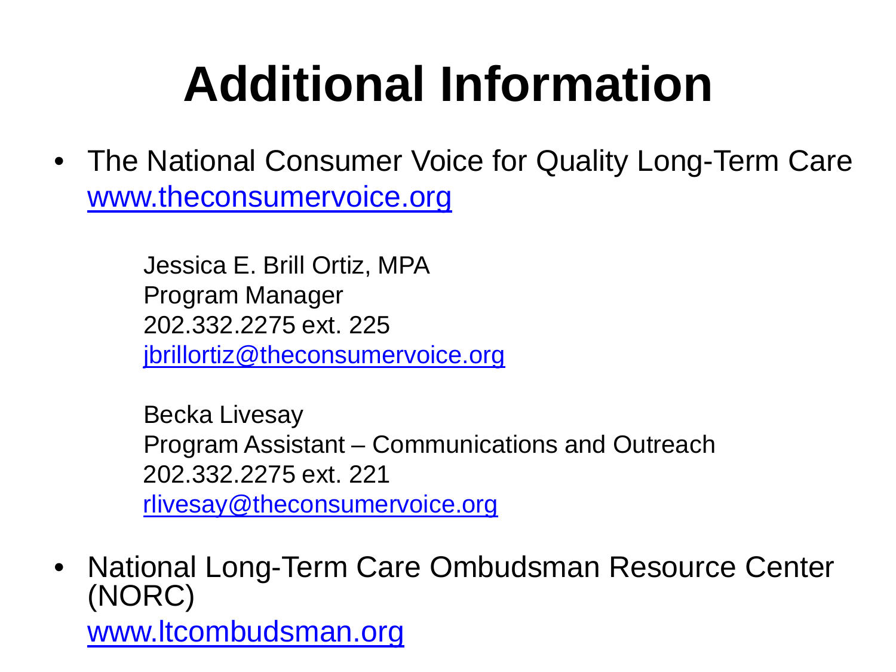# Additional Information

- The National Consumer Voice for Quality Long-Term Care
  www.theconsumervoice.org

  Jessica E. Brill Ortiz, MPA
  Program Manager
  202.332.2275 ext. 225
  jbrillortiz@theconsumervoice.org

  Becka Livesay
  Program Assistant – Communications and Outreach
  202.332.2275 ext. 221
  rlivesay@theconsumervoice.org

- National Long-Term Care Ombudsman Resource Center (NORC)
  www.ltcombudsman.org